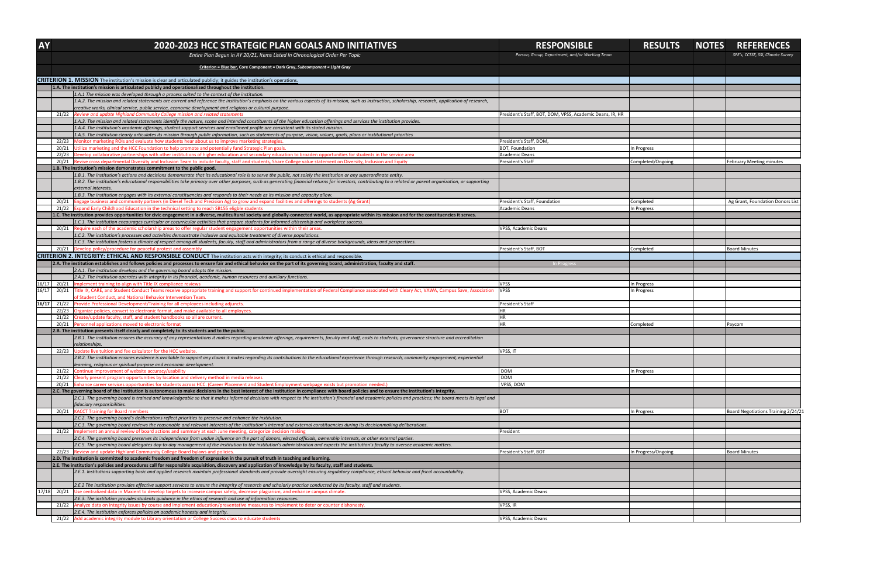| AY | | 2020-2023 HCC STRATEGIC PLAN GOALS AND INITIATIVES | RESPONSIBLE | RESULTS | NOTES | REFERENCES |
|---|---|---|---|---|---|---|
| | | *Entire Plan Begun in AY 20/21, Items Listed In Chronological Order Per Topic* | *Person, Group, Department, and/or Working Team* | | | *SPE's, CCSSE, SSI, Climate Survey* |
| | | *Criterion = Blue bar, Core Component = Dark Gray, Subcomponent = Light Gray* | | | | |
| | | **CRITERION 1. MISSION** The institution's mission is clear and articulated publicly; it guides the institution's operations. | | | | |
| | | **1.A. The institution's mission is articulated publicly and operationalized throughout the institution.** | | | | |
| | | *1.A.1 The mission was developed through a process suited to the context of the institution.* | | | | |
| | | *1.A.2. The mission and related statements are current and reference the institution's emphasis on the various aspects of its mission, such as instruction, scholarship, research, application of research, creative works, clinical service, public service, economic development and religious or cultural purpose.* | | | | |
| | 21/22 | *Review and update Highland Community College mission and related statements* | President's Staff, BOT, DOM, VPSS, Academic Deans, IR, HR | | | |
| | | *1.A.3. The mission and related statements identify the nature, scope and intended constituents of the higher education offerings and services the institution provides.* | | | | |
| | | *1.A.4. The institution's academic offerings, student support services and enrollment profile are consistent with its stated mission.* | | | | |
| | | *1.A.5. The institution clearly articulates its mission through public information, such as statements of purpose, vision, values, goals, plans or institutional priorities* | | | | |
| | 22/23 | Monitor marketing ROIs and evaluate how students hear about us to improve marketing strategies. | President's Staff, DOM, | | | |
| | 20/21 | Utilize marketing and the HCC Foundation to help promote and potentially fund Strategic Plan goals. | BOT, Foundation | In Progress | | |
| | 22/23 | Develop collaborative partnerships with other institutions of higher education and secondary education to broaden opportunities for students in the service area | Academic Deans | | | |
| | 20/21 | Revive cross departmental Diversity and Inclusion Team to include faculty, staff and students, Share College value statement on Diversity, Inclusion and Equity | President's Staff | Completed/Ongoing | | February Meeting minutes |
| | | **1.B. The institution's mission demonstrates commitment to the public good.** | | | | |
| | | *1.B.1. The institution's actions and decisions demonstrate that its educational role is to serve the public, not solely the institution or any superordinate entity.* | | | | |
| | | *1.B.2. The institution's educational responsibilities take primacy over other purposes, such as generating financial returns for investors, contributing to a related or parent organization, or supporting external interests.* | | | | |
| | | *1.B.3. The institution engages with its external constituencies and responds to their needs as its mission and capacity allow.* | | | | |
| | 20/21 | Engage business and community partners (in Diesel Tech and Precision Ag) to grow and expand facilities and offerings to students (Ag Grant) | President's Staff, Foundation | Completed | | Ag Grant, Foundation Donors List |
| | 21/22 | Expand Early Childhood Education in the technical setting to reach SB155 eligble students | Academic Deans | In Progress | | |
| | | **1.C. The institution provides opportunities for civic engagement in a diverse, multicultural society and globally-connected world, as appropriate within its mission and for the constituencies it serves.** | | | | |
| | | *1.C.1. The institution encourages curricular or cocurricular activities that prepare students for informed citizenship and workplace success.* | | | | |
| | 20/21 | Require each of the academic scholarship areas to offer regular student engagement opportunities within their areas. | VPSS, Academic Deans | | | |
| | | *1.C.2. The institution's processes and activities demonstrate inclusive and equitable treatment of diverse populations.* | | | | |
| | | *1.C.3. The institution fosters a climate of respect among all students, faculty, staff and administrators from a range of diverse backgrounds, ideas and perspectives.* | | | | |
| | 20/21 | Develop policy/procedure for peaceful protest and assembly | President's Staff, BOT | Completed | | Board Minutes |
| | | **CRITERION 2. INTEGRITY: ETHICAL AND RESPONSIBLE CONDUCT** The institution acts with integrity; its conduct is ethical and responsible. | | | | |
| | | **2.A. The institution establishes and follows policies and processes to ensure fair and ethical behavior on the part of its governing board, administration, faculty and staff.** | In Progress | | | |
| | | *2.A.1. The institution develops and the governing board adopts the mission.* | | | | |
| | | *2.A.2. The institution operates with integrity in its financial, academic, human resources and auxiliary functions.* | | | | |
| 16/17 | 20/21 | Implement training to align with Title IX compliance reviews | VPSS | In Progress | | |
| 16/17 | 20/21 | Title IX, CARE, and Student Conduct Teams receive appropriate training and support for continued implementation of Federal Compliance associated with Cleary Act, VAWA, Campus Save, Association of Student Conduct, and National Behavior Intervention Team. | VPSS | In Progress | | |
| **16/17** | 21/22 | Provide Professional Development/Training for all employees including adjuncts. | President's Staff | | | |
| | 22/23 | Organize policies, convert to electronic format, and make available to all employees. | HR | | | |
| | 21/22 | Create/update faculty, staff, and student handbooks so all are current. | HR | | | |
| | 20/21 | Personnel applications moved to electronic format | HR | Completed | | Paycom |
| | | **2.B. The institution presents itself clearly and completely to its students and to the public.** | | | | |
| | | *2.B.1. The institution ensures the accuracy of any representations it makes regarding academic offerings, requirements, faculty and staff, costs to students, governance structure and accreditation relationships.* | | | | |
| | 22/23 | Update live tuition and fee calculator for the HCC website. | VPSS, IT | | | |
| | | *2.B.2. The institution ensures evidence is available to support any claims it makes regarding its contributions to the educational experience through research, community engagement, experiential learning, religious or spiritual purpose and economic development.* | | | | |
| | 21/22 | Continue improvement of website accuracy/usability | DOM | In Progress | | |
| | 21/22 | Clearly present program opportunities by location and delivery method in media releases | DOM | | | |
| | 20/21 | Enhance career services opportunities for students across HCC. (Career Placement and Student Employment webpage exists but promotion needed.) | VPSS, DOM | | | |
| | | **2.C. The governing board of the institution is autonomous to make decisions in the best interest of the institution in compliance with board policies and to ensure the institution's integrity.** | | | | |
| | | *2.C.1. The governing board is trained and knowledgeable so that it makes informed decisions with respect to the institution's financial and academic policies and practices; the board meets its legal and fiduciary responsibilities.* | | | | |
| | 20/21 | KACCT Training for Board members | BOT | In Progress | | Board Negotiations Training 2/24/21 |
| | | *2.C.2. The governing board's deliberations reflect priorities to preserve and enhance the institution.* | | | | |
| | | *2.C.3. The governing board reviews the reasonable and relevant interests of the institution's internal and external constituencies during its decisionmaking deliberations.* | | | | |
| | 21/22 | Implement an annual review of board actions and summary at each June meeting, categorize decision making | President | | | |
| | | *2.C.4. The governing board preserves its independence from undue influence on the part of donors, elected officials, ownership interests, or other external parties.* | | | | |
| | | *2.C.5. The governing board delegates day-to-day management of the institution to the institution's administration and expects the institution's faculty to oversee academic matters.* | | | | |
| | 22/23 | Review and update Highland Community College Board bylaws and policies. | President's Staff, BOT | In Progress/Ongoing | | Board Minutes |
| | | **2.D. The institution is committed to academic freedom and freedom of expression in the pursuit of truth in teaching and learning.** | | | | |
| | | **2.E. The institution's policies and procedures call for responsible acquisition, discovery and application of knowledge by its faculty, staff and students.** | | | | |
| | | *2.E.1. Institutions supporting basic and applied research maintain professional standards and provide oversight ensuring regulatory compliance, ethical behavior and fiscal accountability.* | | | | |
| | | *2.E.2 The institution provides effective support services to ensure the integrity of research and scholarly practice conducted by its faculty, staff and students.* | | | | |
| 17/18 | 20/21 | Use centralized data in Maxient to develop targets to increase campus safety, decrease plagiarism, and enhance campus climate. | VPSS, Academic Deans | | | |
| | | *2.E.3. The institution provides students guidance in the ethics of research and use of information resources.* | | | | |
| | 21/22 | Analyze data on integrity issues by course and implement education/preventative measures to implement to deter or counter dishonesty. | VPSS, IR | | | |
| | | *2.E.4. The institution enforces policies on academic honesty and integrity.* | | | | |
| | 21/22 | Add academic integrity module to library orientation or College Success class to educate students | VPSS, Academic Deans | | | |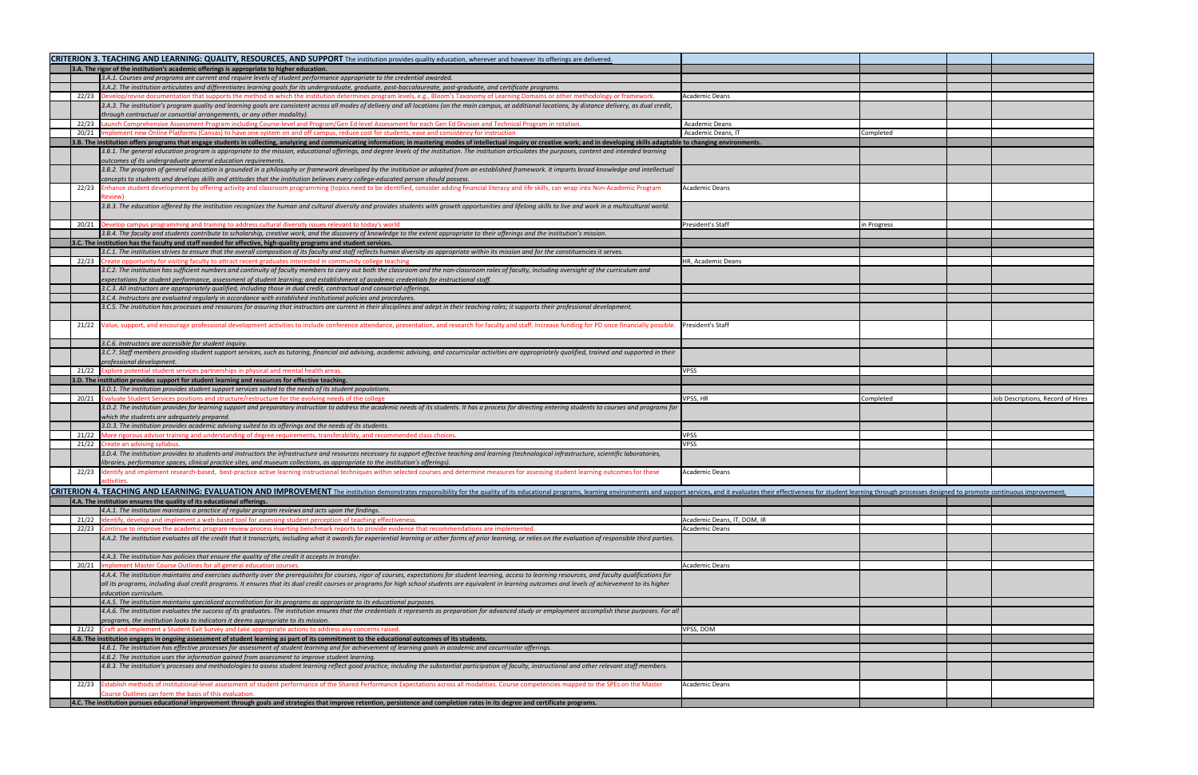| | | | | | |
|---|---|---|---|---|---|
| | **CRITERION 3. TEACHING AND LEARNING: QUALITY, RESOURCES, AND SUPPORT** The institution provides quality education, wherever and however its offerings are delivered. | | | | |
| | **3.A. The rigor of the institution's academic offerings is appropriate to higher education.** | | | | |
| | *3.A.1. Courses and programs are current and require levels of student performance appropriate to the credential awarded.* | | | | |
| | *3.A.2. The institution articulates and differentiates learning goals for its undergraduate, graduate, post-baccalaureate, post-graduate, and certificate programs.* | | | | |
| 22/23 | Develop/revise documentation that supports the method in which the institution determines program levels, e.g., Bloom's Taxonomy of Learning Domains or other methodology or framework. | Academic Deans | | | |
| | *3.A.3. The institution's program quality and learning goals are consistent across all modes of delivery and all locations (on the main campus, at additional locations, by distance delivery, as dual credit, through contractual or consortial arrangements, or any other modality).* | | | | |
| 22/23 | Launch Comprehensive Assessment Program including Course-level and Program/Gen Ed-level Assessment for each Gen Ed Division and Technical Program in rotation. | Academic Deans | | | |
| 20/21 | Implement new Online Platforms (Canvas) to have one system on and off campus, reduce cost for students, ease and consistency for instruction | Academic Deans, IT | Completed | | |
| | **3.B. The institution offers programs that engage students in collecting, analyzing and communicating information; in mastering modes of intellectual inquiry or creative work; and in developing skills adaptable to changing environments.** | | | | |
| | *3.B.1. The general education program is appropriate to the mission, educational offerings, and degree levels of the institution. The institution articulates the purposes, content and intended learning outcomes of its undergraduate general education requirements.* | | | | |
| | *3.B.2. The program of general education is grounded in a philosophy or framework developed by the institution or adopted from an established framework. It imparts broad knowledge and intellectual concepts to students and develops skills and attitudes that the institution believes every college-educated person should possess.* | | | | |
| 22/23 | Enhance student development by offering activity and classroom programming (topics need to be identified, consider adding financial literacy and life skills, can wrap into Non-Academic Program Review) | Academic Deans | | | |
| | *3.B.3. The education offered by the institution recognizes the human and cultural diversity and provides students with growth opportunities and lifelong skills to live and work in a multicultural world.* | | | | |
| 20/21 | Develop campus programming and training to address cultural diversity issues relevant to today's world | President's Staff | in Progress | | |
| | *3.B.4. The faculty and students contribute to scholarship, creative work, and the discovery of knowledge to the extent appropriate to their offerings and the institution's mission.* | | | | |
| | **3.C. The institution has the faculty and staff needed for effective, high-quality programs and student services.** | | | | |
| | *3.C.1. The institution strives to ensure that the overall composition of its faculty and staff reflects human diversity as appropriate within its mission and for the constituencies it serves.* | | | | |
| 22/23 | Create opportunity for visiting faculty to attract recent graduates interested in community college teaching | HR, Academic Deans | | | |
| | *3.C.2. The institution has sufficient numbers and continuity of faculty members to carry out both the classroom and the non-classroom roles of faculty, including oversight of the curriculum and expectations for student performance, assessment of student learning; and establishment of academic credentials for instructional staff.* | | | | |
| | *3.C.3. All instructors are appropriately qualified, including those in dual credit, contractual and consortial offerings.* | | | | |
| | *3.C.4. Instructors are evaluated regularly in accordance with established institutional policies and procedures.* | | | | |
| | *3.C.5. The institution has processes and resources for assuring that instructors are current in their disciplines and adept in their teaching roles; it supports their professional development.* | | | | |
| 21/22 | Value, support, and encourage professional development activities to include conference attendance, presentation, and research for faculty and staff. Increase funding for PD once financially possible. | President's Staff | | | |
| | *3.C.6. Instructors are accessible for student inquiry.* | | | | |
| | *3.C.7. Staff members providing student support services, such as tutoring, financial aid advising, academic advising, and cocurricular activities are appropriately qualified, trained and supported in their professional development.* | | | | |
| 21/22 | Explore potential student services partnerships in physical and mental health areas. | VPSS | | | |
| | **3.D. The institution provides support for student learning and resources for effective teaching.** | | | | |
| | *3.D.1. The institution provides student support services suited to the needs of its student populations.* | | | | |
| 20/21 | Evaluate Student Services positions and structure/restructure for the evolving needs of the college | VPSS, HR | Completed | | Job Descriptions, Record of Hires |
| | *3.D.2. The institution provides for learning support and preparatory instruction to address the academic needs of its students. It has a process for directing entering students to courses and programs for which the students are adequately prepared.* | | | | |
| | *3.D.3. The institution provides academic advising suited to its offerings and the needs of its students.* | | | | |
| 21/22 | More rigorous advisor training and understanding of degree requirements, transferability, and recommended class choices. | VPSS | | | |
| 21/22 | Create an advising syllabus. | VPSS | | | |
| | *3.D.4. The institution provides to students and instructors the infrastructure and resources necessary to support effective teaching and learning (technological infrastructure, scientific laboratories, libraries, performance spaces, clinical practice sites, and museum collections, as appropriate to the institution's offerings).* | | | | |
| 22/23 | Identify and implement research-based, best-practice active learning instructional techniques within selected courses and determine measures for assessing student learning outcomes for these activities. | Academic Deans | | | |
| | **CRITERION 4. TEACHING AND LEARNING: EVALUATION AND IMPROVEMENT** The institution demonstrates responsibility for the quality of its educational programs, learning environments and support services, and it evaluates their effectiveness for student learning through processes designed to promote continuous improvement. | | | | |
| | **4.A. The institution ensures the quality of its educational offerings.** | | | | |
| | *4.A.1. The institution maintains a practice of regular program reviews and acts upon the findings.* | | | | |
| 21/22 | Identify, develop and implement a web-based tool for assessing student perception of teaching effectiveness. | Academic Deans, IT, DOM, IR | | | |
| 22/23 | Continue to improve the academic program review process inserting benchmark reports to provide evidence that recommendations are implemented. | Academic Deans | | | |
| | *4.A.2. The institution evaluates all the credit that it transcripts, including what it awards for experiential learning or other forms of prior learning, or relies on the evaluation of responsible third parties.* | | | | |
| | *4.A.3. The institution has policies that ensure the quality of the credit it accepts in transfer.* | | | | |
| 20/21 | Implement Master Course Outlines for all general education courses. | Academic Deans | | | |
| | *4.A.4. The institution maintains and exercises authority over the prerequisites for courses, rigor of courses, expectations for student learning, access to learning resources, and faculty qualifications for all its programs, including dual credit programs. It ensures that its dual credit courses or programs for high school students are equivalent in learning outcomes and levels of achievement to its higher education curriculum.* | | | | |
| | *4.A.5. The institution maintains specialized accreditation for its programs as appropriate to its educational purposes.* | | | | |
| | *4.A.6. The institution evaluates the success of its graduates. The institution ensures that the credentials it represents as preparation for advanced study or employment accomplish these purposes. For all programs, the institution looks to indicators it deems appropriate to its mission.* | | | | |
| 21/22 | Craft and implement a Student Exit Survey and take appropriate actions to address any concerns raised. | VPSS, DOM | | | |
| | **4.B. The institution engages in ongoing assessment of student learning as part of its commitment to the educational outcomes of its students.** | | | | |
| | *4.B.1. The institution has effective processes for assessment of student learning and for achievement of learning goals in academic and cocurricular offerings.* | | | | |
| | *4.B.2. The institution uses the information gained from assessment to improve student learning.* | | | | |
| | *4.B.3. The institution's processes and methodologies to assess student learning reflect good practice, including the substantial participation of faculty, instructional and other relevant staff members.* | | | | |
| 22/23 | Establish methods of institutional-level assessment of student performance of the Shared Performance Expectations across all modalities. Course competencies mapped to the SPEs on the Master Course Outlines can form the basis of this evaluation. | Academic Deans | | | |
| | **4.C. The institution pursues educational improvement through goals and strategies that improve retention, persistence and completion rates in its degree and certificate programs.** | | | | |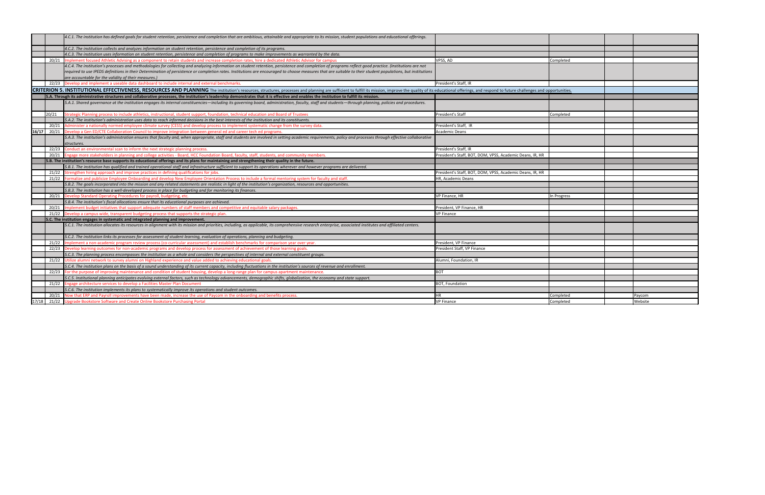| | | | | | | |
|---|---|---|---|---|---|---|
| | | *4.C.1. The institution has defined goals for student retention, persistence and completion that are ambitious, attainable and appropriate to its mission, student populations and educational offerings.* | | | | |
| | | *4.C.2. The institution collects and analyzes information on student retention, persistence and completion of its programs.* | | | | |
| | | *4.C.3. The institution uses information on student retention, persistence and completion of programs to make improvements as warranted by the data.* | | | | |
| | 20/21 | Implement focused Athletic Advising as a component to retain students and increase completion rates, hire a dedicated Athletic Advisor for campus | VPSS, AD | Completed | | |
| | | *4.C.4. The institution's processes and methodologies for collecting and analyzing information on student retention, persistence and completion of programs reflect good practice. (Institutions are not required to use IPEDS definitions in their Determination of persistence or completion rates. Institutions are encouraged to choose measures that are suitable to their student populations, but institutions are accountable for the validity of their measures.)* | | | | |
| | 22/23 | Develop and implement a useable data dashboard to include internal and external benchmarks. | President's Staff, IR | | | |
| **CRITERION 5. INSTITUTIONAL EFFECTIVENESS, RESOURCES AND PLANNING** The institution's resources, structures, processes and planning are sufficient to fulfill its mission, improve the quality of its educational offerings, and respond to future challenges and opportunities. | | | | | | |
| | **5.A. Through its administrative structures and collaborative processes, the institution's leadership demonstrates that it is effective and enables the institution to fulfill its mission.** | | | | | |
| | | *5.A.1. Shared governance at the institution engages its internal constituencies—including its governing board, administration, faculty, staff and students—through planning, policies and procedures.* | | | | |
| | 20/21 | Strategic Planning process to include athletics, instructional, student support, foundation, technical education and Board of Trustees | President's Staff | Completed | | |
| | | *5.A.2. The institution's administration uses data to reach informed decisions in the best interests of the institution and its constituents.* | | | | |
| | 20/21 | Administer a nationally normed employee climate survey (CESS) and develop process to implement systematic change from the survey data. | President's Staff, IR | | | |
| **16/17** | 20/21 | Develop a Gen ED/CTE Collaboration Council to improve integration between general ed and career tech ed programs. | Academic Deans | | | |
| | | *5.A.3. The institution's administration ensures that faculty and, when appropriate, staff and students are involved in setting academic requirements, policy and processes through effective collaborative structures.* | | | | |
| | 22/23 | Conduct an environmental scan to inform the next strategic planning process. | President's Staff, IR | | | |
| | 20/21 | Engage more stakeholders in planning and college activities - Board, HCC Foundation Board, faculty, staff, students, and community members. | President's Staff, BOT, DOM, VPSS, Academic Deans, IR, HR | | | |
| | **5.B. The institution's resource base supports its educational offerings and its plans for maintaining and strengthening their quality in the future.** | | | | | |
| | | *5.B.1. The institution has qualified and trained operational staff and infrastructure sufficient to support its operations wherever and however programs are delivered.* | | | | |
| | 21/22 | Strengthen hiring approach and improve practices in defining qualifications for jobs. | President's Staff, BOT, DOM, VPSS, Academic Deans, IR, HR | | | |
| | 21/22 | Formalize and publicize Employee Onboarding and develop New Employee Orientation Process to include a formal mentoring system for faculty and staff. | HR, Academic Deans | | | |
| | | *5.B.2. The goals incorporated into the mission and any related statements are realistic in light of the institution's organization, resources and opportunities.* | | | | |
| | | *5.B.3. The institution has a well-developed process in place for budgeting and for monitoring its finances.* | | | | |
| | 20/21 | Develop Standard Operating Procedures for payroll, budgeting, etc. | VP Finance, HR | In Progress | | |
| | | *5.B.4. The institution's fiscal allocations ensure that its educational purposes are achieved.* | | | | |
| | 20/21 | Implement budget initiatives that support adequate numbers of staff members and competitive and equitable salary packages. | President, VP Finance, HR | | | |
| | 21/22 | Develop a campus wide, transparent budgeting process that supports the strategic plan. | VP Finance | | | |
| | **5.C. The institution engages in systematic and integrated planning and improvement.** | | | | | |
| | | *5.C.1. The institution allocates its resources in alignment with its mission and priorities, including, as applicable, its comprehensive research enterprise, associated institutes and affiliated centers.* | | | | |
| | | *5.C.2. The institution links its processes for assessment of student learning, evaluation of operations, planning and budgeting.* | | | | |
| | 21/22 | Implement a non-academic program review process (co-curricular assessment) and establish benchmarks for comparison year over year. | President, VP Finance | | | |
| | 22/23 | Develop learning outcomes for non-academic programs and develop process for assessment of achievement of those learning goals. | President Staff, VP Finance | | | |
| | | *5.C.3. The planning process encompasses the institution as a whole and considers the perspectives of internal and external constituent groups.* | | | | |
| | 21/22 | Utilize alumni network to survey alumni on Highland experience and value added to achieving educational goals. | Alumni, Foundation, IR | | | |
| | | *5.C.4. The institution plans on the basis of a sound understanding of its current capacity, including fluctuations in the institution's sources of revenue and enrollment.* | | | | |
| | 22/23 | For the purpose of improving maintenance and condition of student housing, develop a long-range plan for campus apartment maintenance. | BOT | | | |
| | | *5.C.5. Institutional planning anticipates evolving external factors, such as technology advancements, demographic shifts, globalization, the economy and state support.* | | | | |
| | 21/22 | Engage architecture services to develop a Facilities Master Plan Document | BOT, Foundation | | | |
| | | *5.C.6. The institution implements its plans to systematically improve its operations and student outcomes.* | | | | |
| | 20/21 | Now that ERP and Payroll improvements have been made, increase the use of Paycom in the onboarding and benefits process. | HR | Completed | | Paycom |
| 17/18 | 21/22 | Upgrade Bookstore Software and Create Online Bookstore Purchasing Portal | VP Finance | Completed | | Website |